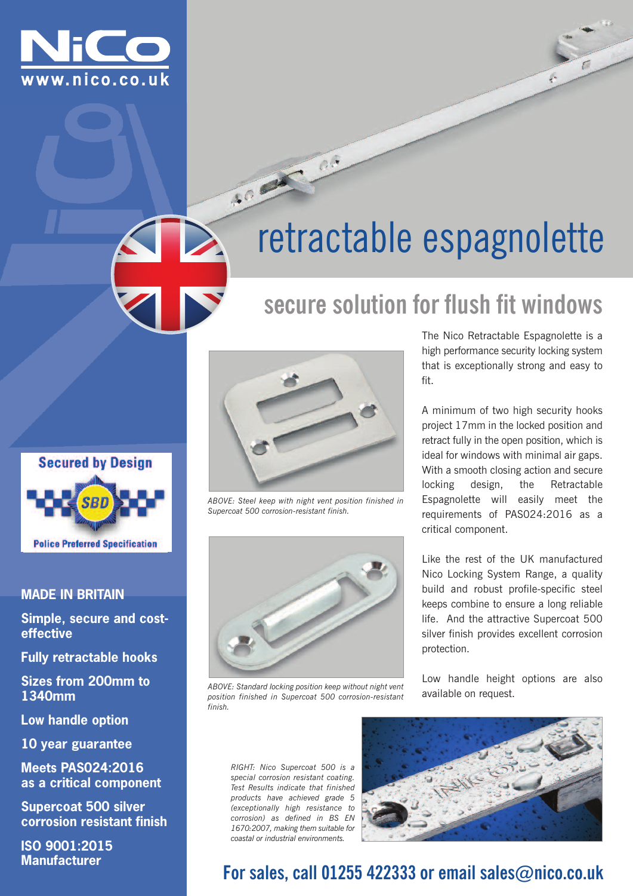NiCo
www.nico.co.uk

# retractable espagnolette

## secure solution for flush fit windows

Secured by Design
SBD
Police Preferred Specification

**MADE IN BRITAIN**

**Simple, secure and cost-effective**

**Fully retractable hooks**

**Sizes from 200mm to 1340mm**

**Low handle option**

**10 year guarantee**

**Meets PAS024:2016 as a critical component**

**Supercoat 500 silver corrosion resistant finish**

**ISO 9001:2015 Manufacturer**

*ABOVE: Steel keep with night vent position finished in Supercoat 500 corrosion-resistant finish.*

*ABOVE: Standard locking position keep without night vent position finished in Supercoat 500 corrosion-resistant finish.*

The Nico Retractable Espagnolette is a high performance security locking system that is exceptionally strong and easy to fit.

A minimum of two high security hooks project 17mm in the locked position and retract fully in the open position, which is ideal for windows with minimal air gaps. With a smooth closing action and secure locking design, the Retractable Espagnolette will easily meet the requirements of PAS024:2016 as a critical component.

Like the rest of the UK manufactured Nico Locking System Range, a quality build and robust profile-specific steel keeps combine to ensure a long reliable life. And the attractive Supercoat 500 silver finish provides excellent corrosion protection.

Low handle height options are also available on request.

*RIGHT: Nico Supercoat 500 is a special corrosion resistant coating. Test Results indicate that finished products have achieved grade 5 (exceptionally high resistance to corrosion) as defined in BS EN 1670:2007, making them suitable for coastal or industrial environments.*

**For sales, call 01255 422333 or email sales@nico.co.uk**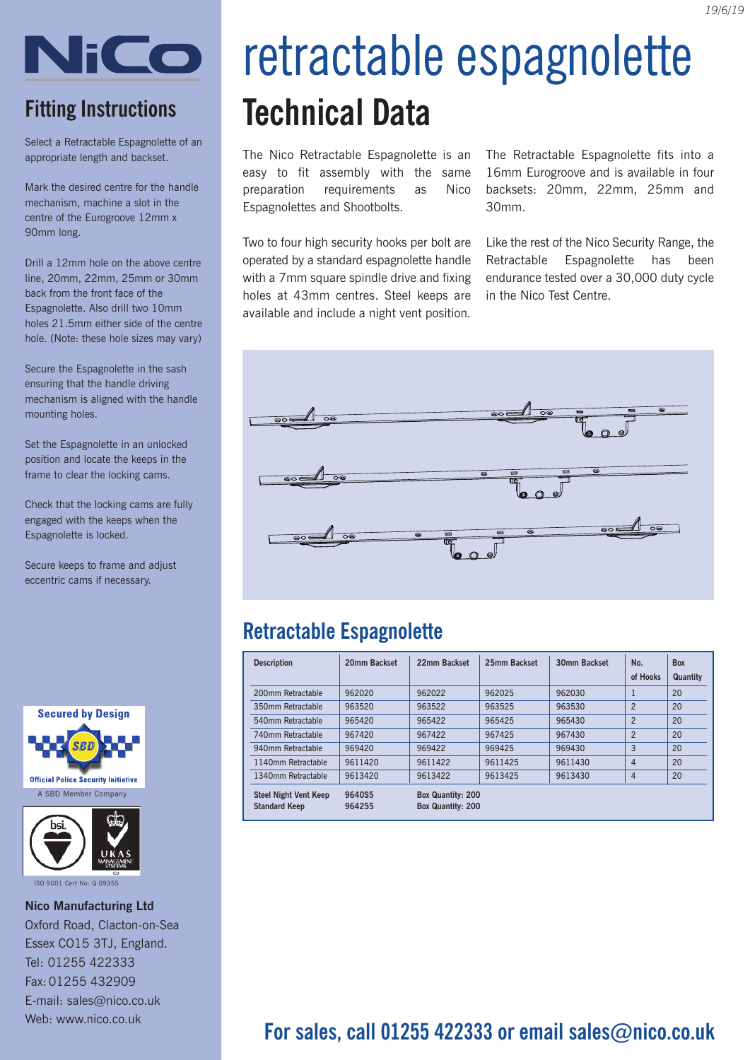# retractable espagnolette

## Technical Data

The Nico Retractable Espagnolette is an easy to fit assembly with the same preparation requirements as Nico Espagnolettes and Shootbolts.

Two to four high security hooks per bolt are operated by a standard espagnolette handle with a 7mm square spindle drive and fixing holes at 43mm centres. Steel keeps are available and include a night vent position.

The Retractable Espagnolette fits into a 16mm Eurogroove and is available in four backsets: 20mm, 22mm, 25mm and 30mm.

Like the rest of the Nico Security Range, the Retractable Espagnolette has been endurance tested over a 30,000 duty cycle in the Nico Test Centre.

## Fitting Instructions

Select a Retractable Espagnolette of an appropriate length and backset.

Mark the desired centre for the handle mechanism, machine a slot in the centre of the Eurogroove 12mm x 90mm long.

Drill a 12mm hole on the above centre line, 20mm, 22mm, 25mm or 30mm back from the front face of the Espagnolette. Also drill two 10mm holes 21.5mm either side of the centre hole. (Note: these hole sizes may vary)

Secure the Espagnolette in the sash ensuring that the handle driving mechanism is aligned with the handle mounting holes.

Set the Espagnolette in an unlocked position and locate the keeps in the frame to clear the locking cams.

Check that the locking cams are fully engaged with the keeps when the Espagnolette is locked.

Secure keeps to frame and adjust eccentric cams if necessary.

## Retractable Espagnolette

| Description | 20mm Backset | 22mm Backset | 25mm Backset | 30mm Backset | No. of Hooks | Box Quantity |
|---|---|---|---|---|---|---|
| 200mm Retractable | 962020 | 962022 | 962025 | 962030 | 1 | 20 |
| 350mm Retractable | 963520 | 963522 | 963525 | 963530 | 2 | 20 |
| 540mm Retractable | 965420 | 965422 | 965425 | 965430 | 2 | 20 |
| 740mm Retractable | 967420 | 967422 | 967425 | 967430 | 2 | 20 |
| 940mm Retractable | 969420 | 969422 | 969425 | 969430 | 3 | 20 |
| 1140mm Retractable | 9611420 | 9611422 | 9611425 | 9611430 | 4 | 20 |
| 1340mm Retractable | 9613420 | 9613422 | 9613425 | 9613430 | 4 | 20 |
| **Steel Night Vent Keep** | **9640S5** | **Box Quantity: 200** | | | | |
| **Standard Keep** | **964255** | **Box Quantity: 200** | | | | |

Secured by Design

Official Police Security Initiative

A SBD Member Company

ISO 9001 Cert No: Q 09355

**Nico Manufacturing Ltd**
Oxford Road, Clacton-on-Sea
Essex CO15 3TJ, England.
Tel: 01255 422333
Fax: 01255 432909
E-mail: sales@nico.co.uk
Web: www.nico.co.uk

**For sales, call 01255 422333 or email sales@nico.co.uk**